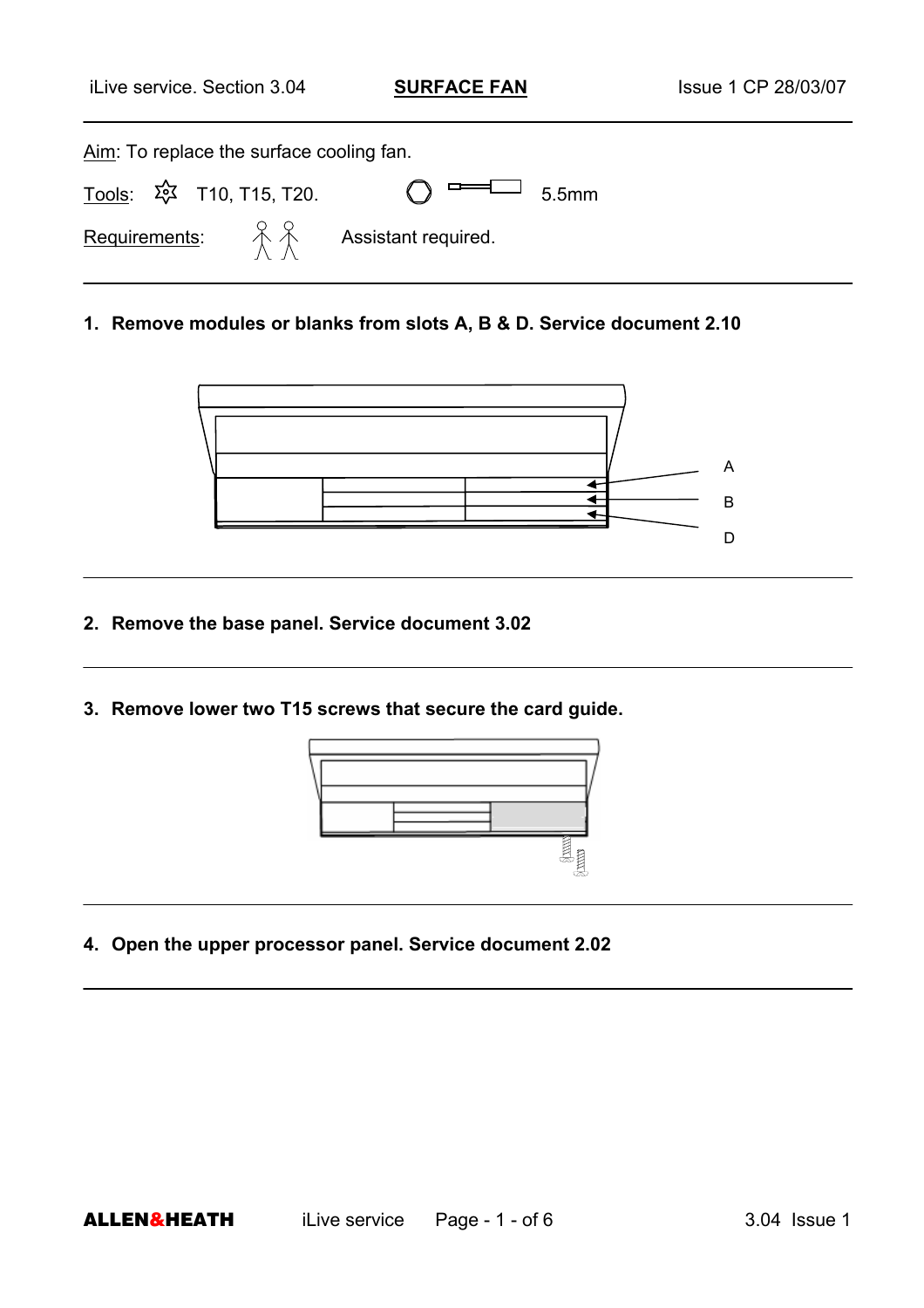# SURFACE FAN

Aim: To replace the surface cooling fan.

Tools: T10, T15, T20. 5.5mm

Requirements: Assistant required.

1. **Remove modules or blanks from slots A, B & D. Service document 2.10**

A

B

D

2. **Remove the base panel. Service document 3.02**

3. **Remove lower two T15 screws that secure the card guide.**

4. **Open the upper processor panel. Service document 2.02**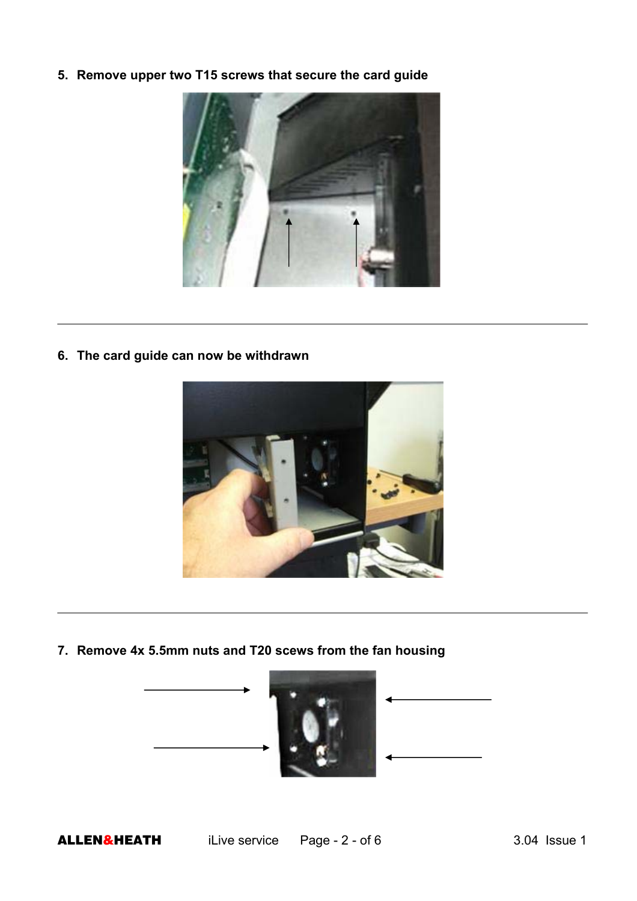5. **Remove upper two T15 screws that secure the card guide**

---

6. **The card guide can now be withdrawn**

---

7. **Remove 4x 5.5mm nuts and T20 scews from the fan housing**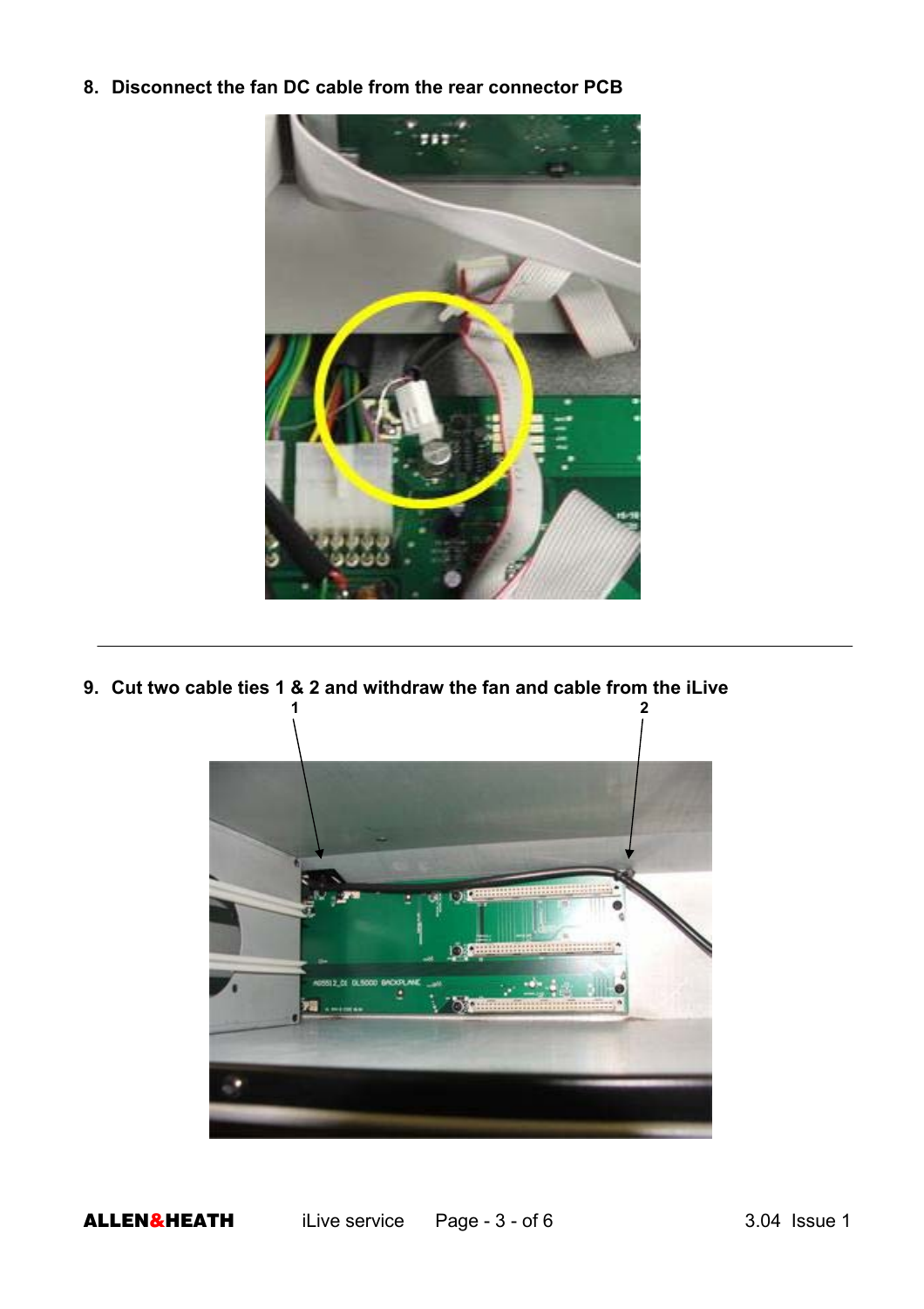8. **Disconnect the fan DC cable from the rear connector PCB**

---

9. **Cut two cable ties 1 & 2 and withdraw the fan and cable from the iLive**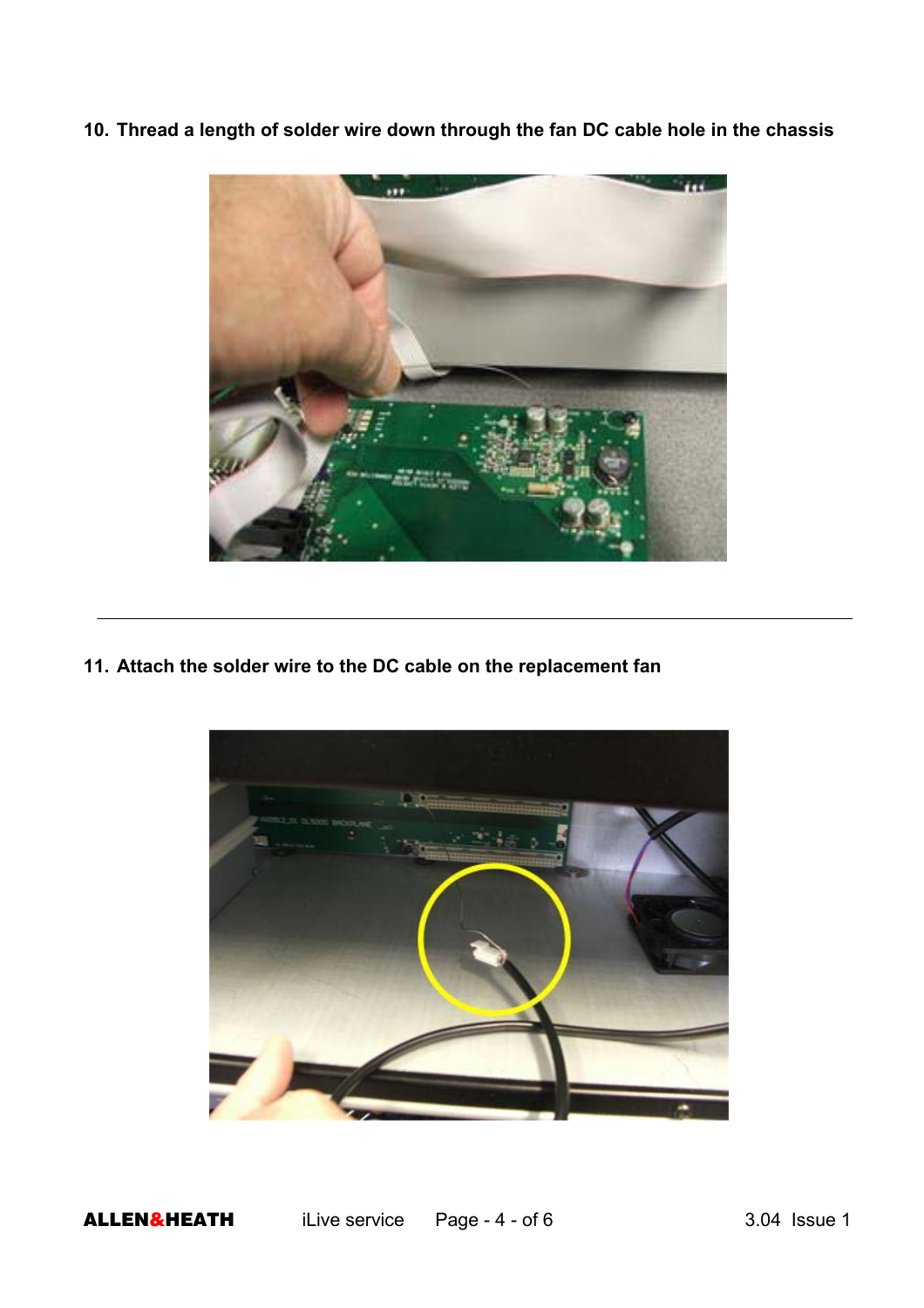10. **Thread a length of solder wire down through the fan DC cable hole in the chassis**

---

11. **Attach the solder wire to the DC cable on the replacement fan**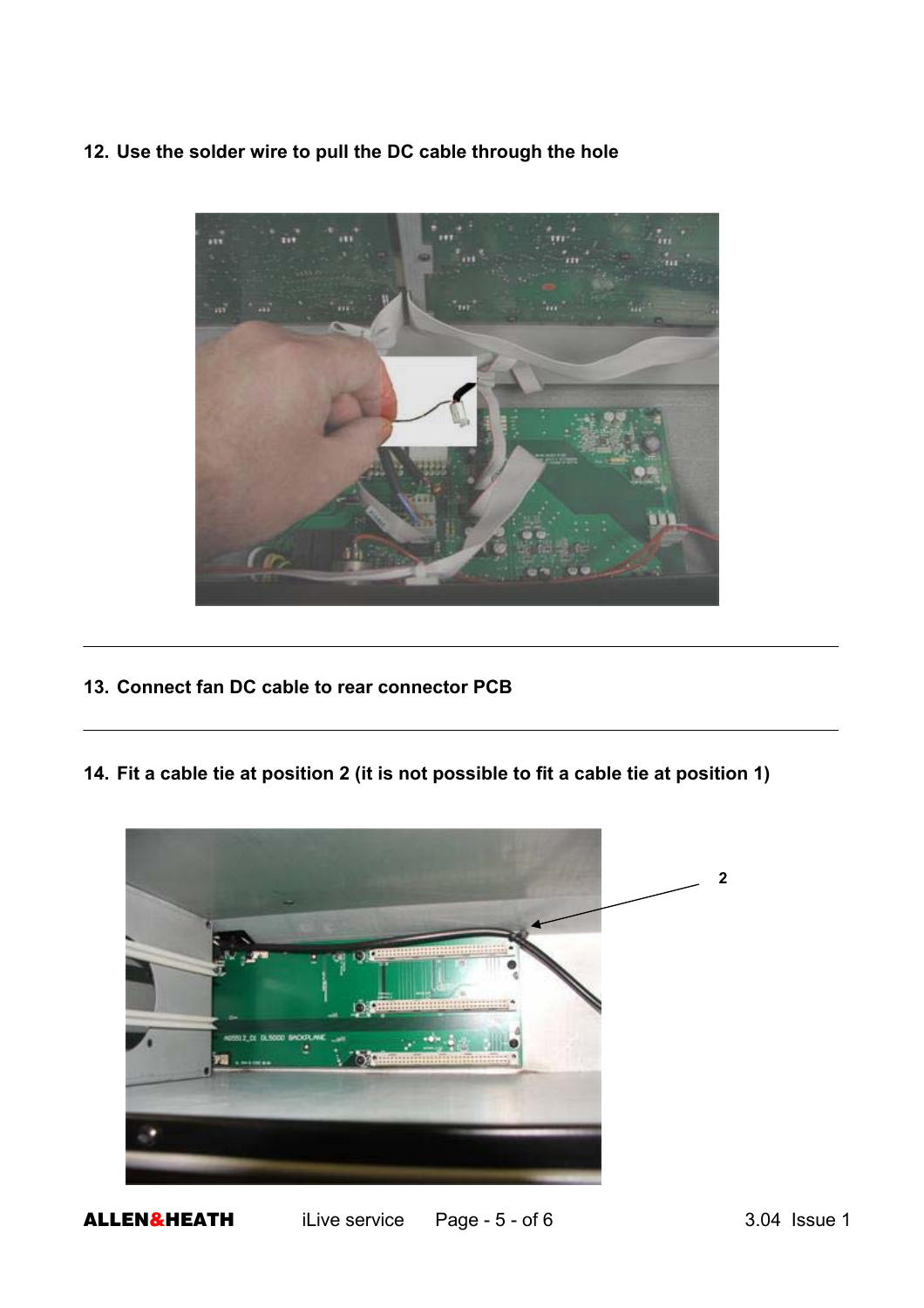12. **Use the solder wire to pull the DC cable through the hole**

---

13. **Connect fan DC cable to rear connector PCB**

---

14. **Fit a cable tie at position 2 (it is not possible to fit a cable tie at position 1)**

2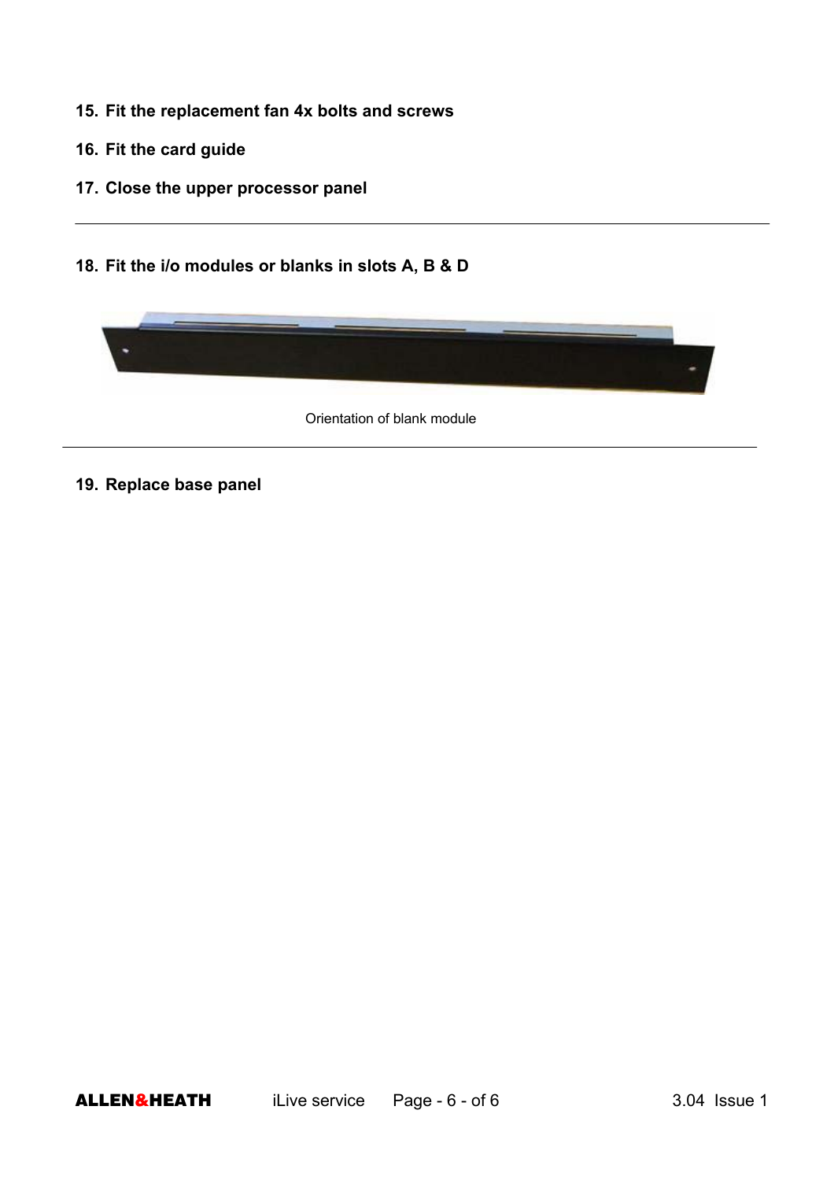15. **Fit the replacement fan 4x bolts and screws**

16. **Fit the card guide**

17. **Close the upper processor panel**

---

18. **Fit the i/o modules or blanks in slots A, B & D**

Orientation of blank module

---

19. **Replace base panel**